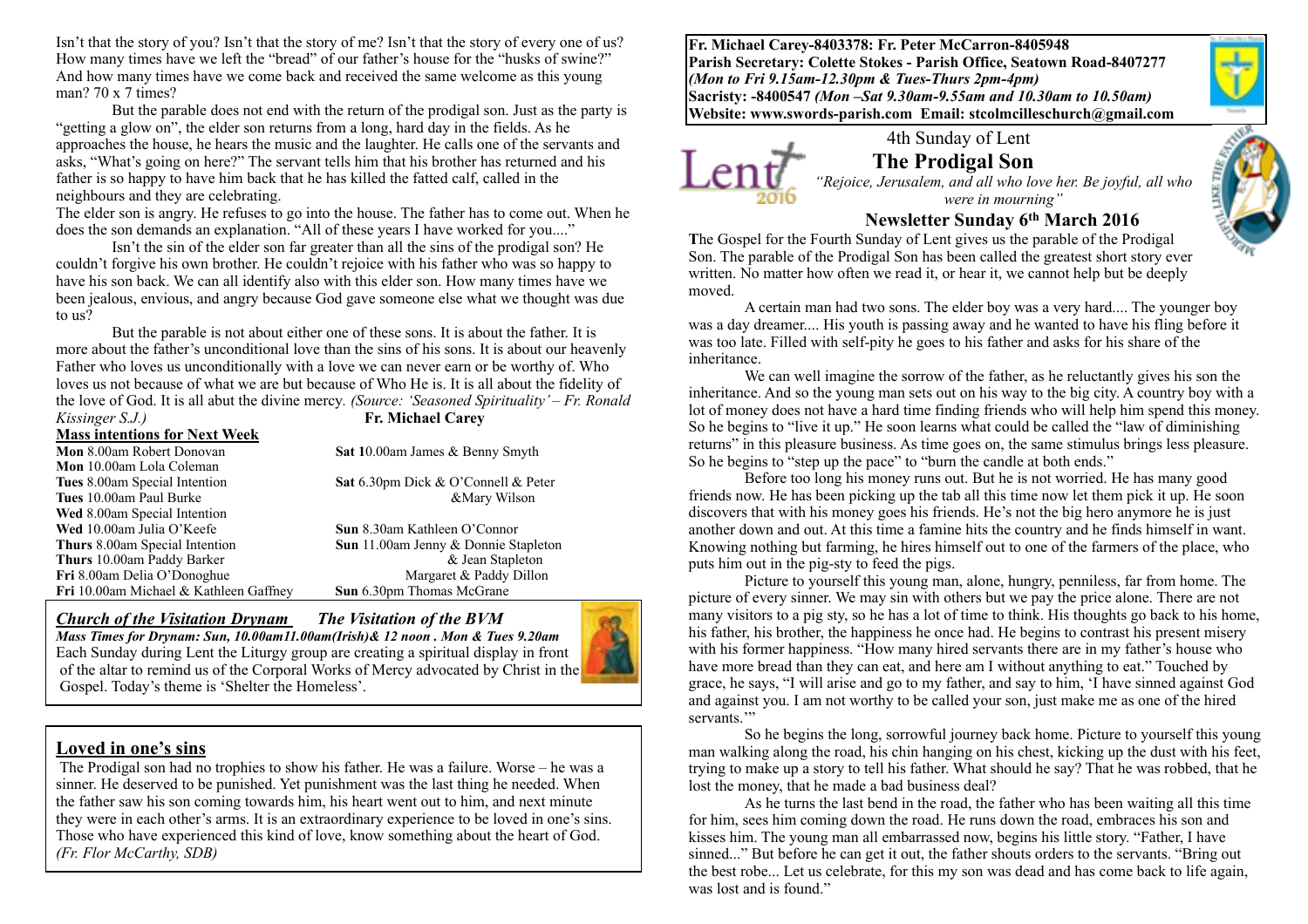Isn't that the story of you? Isn't that the story of me? Isn't that the story of every one of us? How many times have we left the "bread" of our father's house for the "husks of swine?" And how many times have we come back and received the same welcome as this young man? 70 x 7 times?

But the parable does not end with the return of the prodigal son. Just as the party is "getting a glow on", the elder son returns from a long, hard day in the fields. As he approaches the house, he hears the music and the laughter. He calls one of the servants and asks, "What's going on here?" The servant tells him that his brother has returned and his father is so happy to have him back that he has killed the fatted calf, called in the neighbours and they are celebrating.

The elder son is angry. He refuses to go into the house. The father has to come out. When he does the son demands an explanation. "All of these years I have worked for you...."

Isn't the sin of the elder son far greater than all the sins of the prodigal son? He couldn't forgive his own brother. He couldn't rejoice with his father who was so happy to have his son back. We can all identify also with this elder son. How many times have we been jealous, envious, and angry because God gave someone else what we thought was due to us?

But the parable is not about either one of these sons. It is about the father. It is more about the father's unconditional love than the sins of his sons. It is about our heavenly Father who loves us unconditionally with a love we can never earn or be worthy of. Who loves us not because of what we are but because of Who He is. It is all about the fidelity of the love of God. It is all abut the divine mercy. *(Source: 'Seasoned Spirituality' – Fr. Ronald Kissinger S.J.)* **Fr. Michael Carey**

**Mass intentions for Next Week**

**Mon** 8.00am Robert Donovan
**Mon** 10.00am Lola Coleman
**Tues** 8.00am Special Intention
**Tues** 10.00am Paul Burke
**Wed** 8.00am Special Intention
**Wed** 10.00am Julia O'Keefe
**Thurs** 8.00am Special Intention
**Thurs** 10.00am Paddy Barker
**Fri** 8.00am Delia O'Donoghue
**Fri** 10.00am Michael & Kathleen Gaffney
**Sat** 10.00am James & Benny Smyth
**Sat** 6.30pm Dick & O'Connell & Peter &Mary Wilson
**Sun** 8.30am Kathleen O'Connor
**Sun** 11.00am Jenny & Donnie Stapleton & Jean Stapleton Margaret & Paddy Dillon
**Sun** 6.30pm Thomas McGrane

***Church of the Visitation Drynam*** ***The Visitation of the BVM***

***Mass Times for Drynam: Sun, 10.00am11.00am(Irish)& 12 noon . Mon & Tues 9.20am***

Each Sunday during Lent the Liturgy group are creating a spiritual display in front of the altar to remind us of the Corporal Works of Mercy advocated by Christ in the Gospel. Today's theme is 'Shelter the Homeless'.

## Loved in one's sins

The Prodigal son had no trophies to show his father. He was a failure. Worse – he was a sinner. He deserved to be punished. Yet punishment was the last thing he needed. When the father saw his son coming towards him, his heart went out to him, and next minute they were in each other's arms. It is an extraordinary experience to be loved in one's sins. Those who have experienced this kind of love, know something about the heart of God. *(Fr. Flor McCarthy, SDB)*

**Fr. Michael Carey-8403378: Fr. Peter McCarron-8405948**
**Parish Secretary: Colette Stokes - Parish Office, Seatown Road-8407277**
***(Mon to Fri 9.15am-12.30pm & Tues-Thurs 2pm-4pm)***
**Sacristy: -8400547** ***(Mon –Sat 9.30am-9.55am and 10.30am to 10.50am)***
**Website: www.swords-parish.com Email: stcolmcilleschurch@gmail.com**

Lent 2016

4th Sunday of Lent

# The Prodigal Son

*"Rejoice, Jerusalem, and all who love her. Be joyful, all who were in mourning"*

## Newsletter Sunday 6th March 2016

**T**he Gospel for the Fourth Sunday of Lent gives us the parable of the Prodigal Son. The parable of the Prodigal Son has been called the greatest short story ever written. No matter how often we read it, or hear it, we cannot help but be deeply moved.

A certain man had two sons. The elder boy was a very hard.... The younger boy was a day dreamer.... His youth is passing away and he wanted to have his fling before it was too late. Filled with self-pity he goes to his father and asks for his share of the inheritance.

We can well imagine the sorrow of the father, as he reluctantly gives his son the inheritance. And so the young man sets out on his way to the big city. A country boy with a lot of money does not have a hard time finding friends who will help him spend this money. So he begins to "live it up." He soon learns what could be called the "law of diminishing returns" in this pleasure business. As time goes on, the same stimulus brings less pleasure. So he begins to "step up the pace" to "burn the candle at both ends."

Before too long his money runs out. But he is not worried. He has many good friends now. He has been picking up the tab all this time now let them pick it up. He soon discovers that with his money goes his friends. He's not the big hero anymore he is just another down and out. At this time a famine hits the country and he finds himself in want. Knowing nothing but farming, he hires himself out to one of the farmers of the place, who puts him out in the pig-sty to feed the pigs.

Picture to yourself this young man, alone, hungry, penniless, far from home. The picture of every sinner. We may sin with others but we pay the price alone. There are not many visitors to a pig sty, so he has a lot of time to think. His thoughts go back to his home, his father, his brother, the happiness he once had. He begins to contrast his present misery with his former happiness. "How many hired servants there are in my father's house who have more bread than they can eat, and here am I without anything to eat." Touched by grace, he says, "I will arise and go to my father, and say to him, 'I have sinned against God and against you. I am not worthy to be called your son, just make me as one of the hired servants.'"

So he begins the long, sorrowful journey back home. Picture to yourself this young man walking along the road, his chin hanging on his chest, kicking up the dust with his feet, trying to make up a story to tell his father. What should he say? That he was robbed, that he lost the money, that he made a bad business deal?

As he turns the last bend in the road, the father who has been waiting all this time for him, sees him coming down the road. He runs down the road, embraces his son and kisses him. The young man all embarrassed now, begins his little story. "Father, I have sinned..." But before he can get it out, the father shouts orders to the servants. "Bring out the best robe... Let us celebrate, for this my son was dead and has come back to life again, was lost and is found."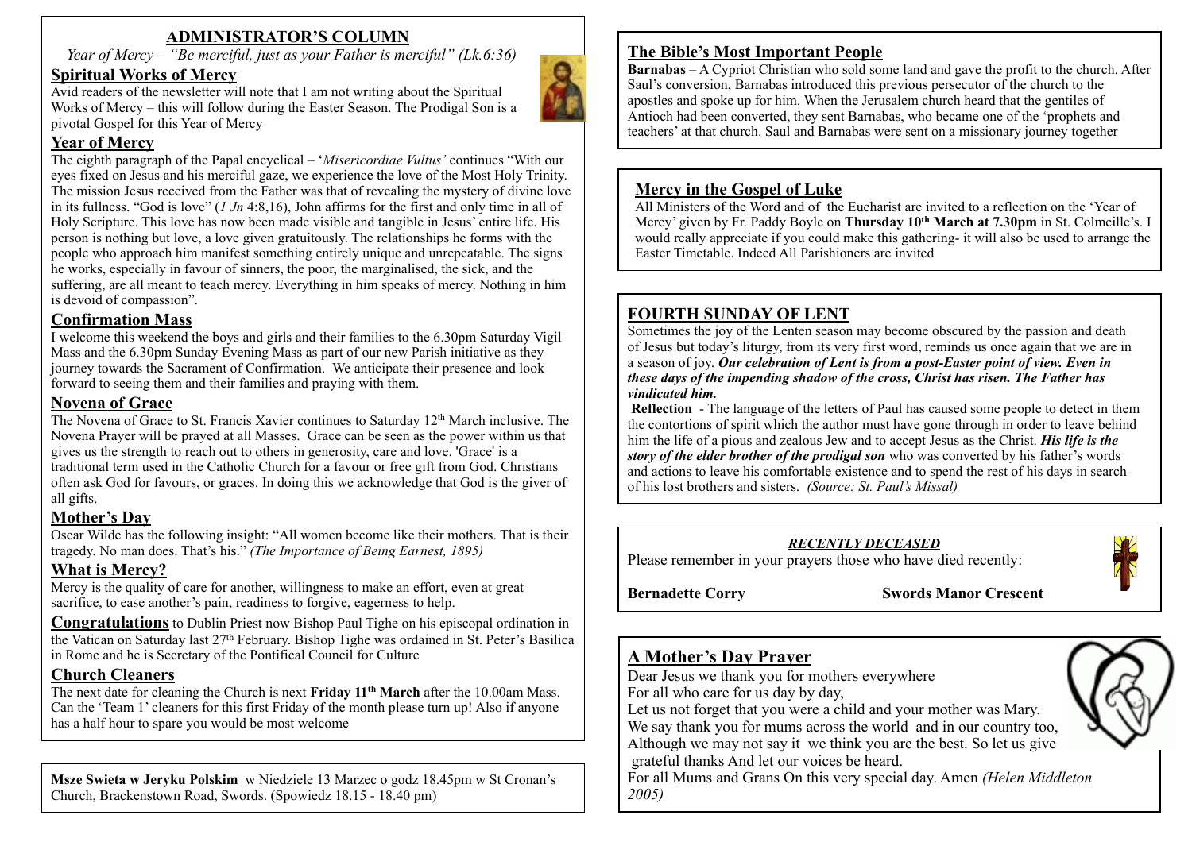## ADMINISTRATOR'S COLUMN

*Year of Mercy – "Be merciful, just as your Father is merciful" (Lk.6:36)*

### Spiritual Works of Mercy

Avid readers of the newsletter will note that I am not writing about the Spiritual Works of Mercy – this will follow during the Easter Season. The Prodigal Son is a pivotal Gospel for this Year of Mercy

### Year of Mercy

The eighth paragraph of the Papal encyclical – '*Misericordiae Vultus'* continues "With our eyes fixed on Jesus and his merciful gaze, we experience the love of the Most Holy Trinity. The mission Jesus received from the Father was that of revealing the mystery of divine love in its fullness. "God is love" (*1 Jn* 4:8,16), John affirms for the first and only time in all of Holy Scripture. This love has now been made visible and tangible in Jesus' entire life. His person is nothing but love, a love given gratuitously. The relationships he forms with the people who approach him manifest something entirely unique and unrepeatable. The signs he works, especially in favour of sinners, the poor, the marginalised, the sick, and the suffering, are all meant to teach mercy. Everything in him speaks of mercy. Nothing in him is devoid of compassion".

### Confirmation Mass

I welcome this weekend the boys and girls and their families to the 6.30pm Saturday Vigil Mass and the 6.30pm Sunday Evening Mass as part of our new Parish initiative as they journey towards the Sacrament of Confirmation. We anticipate their presence and look forward to seeing them and their families and praying with them.

### Novena of Grace

The Novena of Grace to St. Francis Xavier continues to Saturday 12th March inclusive. The Novena Prayer will be prayed at all Masses. Grace can be seen as the power within us that gives us the strength to reach out to others in generosity, care and love. 'Grace' is a traditional term used in the Catholic Church for a favour or free gift from God. Christians often ask God for favours, or graces. In doing this we acknowledge that God is the giver of all gifts.

### Mother's Day

Oscar Wilde has the following insight: "All women become like their mothers. That is their tragedy. No man does. That's his." *(The Importance of Being Earnest, 1895)*

### What is Mercy?

Mercy is the quality of care for another, willingness to make an effort, even at great sacrifice, to ease another's pain, readiness to forgive, eagerness to help.

**Congratulations** to Dublin Priest now Bishop Paul Tighe on his episcopal ordination in the Vatican on Saturday last 27th February. Bishop Tighe was ordained in St. Peter's Basilica in Rome and he is Secretary of the Pontifical Council for Culture

### Church Cleaners

The next date for cleaning the Church is next **Friday 11th March** after the 10.00am Mass. Can the 'Team 1' cleaners for this first Friday of the month please turn up! Also if anyone has a half hour to spare you would be most welcome

**Msze Swieta w Jeryku Polskim** w Niedziele 13 Marzec o godz 18.45pm w St Cronan's Church, Brackenstown Road, Swords. (Spowiedz 18.15 - 18.40 pm)

## The Bible's Most Important People

**Barnabas** – A Cypriot Christian who sold some land and gave the profit to the church. After Saul's conversion, Barnabas introduced this previous persecutor of the church to the apostles and spoke up for him. When the Jerusalem church heard that the gentiles of Antioch had been converted, they sent Barnabas, who became one of the 'prophets and teachers' at that church. Saul and Barnabas were sent on a missionary journey together

## Mercy in the Gospel of Luke

All Ministers of the Word and of the Eucharist are invited to a reflection on the 'Year of Mercy' given by Fr. Paddy Boyle on **Thursday 10th March at 7.30pm** in St. Colmcille's. I would really appreciate if you could make this gathering- it will also be used to arrange the Easter Timetable. Indeed All Parishioners are invited

## FOURTH SUNDAY OF LENT

Sometimes the joy of the Lenten season may become obscured by the passion and death of Jesus but today's liturgy, from its very first word, reminds us once again that we are in a season of joy. ***Our celebration of Lent is from a post-Easter point of view. Even in these days of the impending shadow of the cross, Christ has risen. The Father has vindicated him.***

**Reflection** - The language of the letters of Paul has caused some people to detect in them the contortions of spirit which the author must have gone through in order to leave behind him the life of a pious and zealous Jew and to accept Jesus as the Christ. ***His life is the story of the elder brother of the prodigal son*** who was converted by his father's words and actions to leave his comfortable existence and to spend the rest of his days in search of his lost brothers and sisters. *(Source: St. Paul's Missal)*

***RECENTLY DECEASED***

Please remember in your prayers those who have died recently:

**Bernadette Corry** — **Swords Manor Crescent**

## A Mother's Day Prayer

Dear Jesus we thank you for mothers everywhere
For all who care for us day by day,
Let us not forget that you were a child and your mother was Mary.
We say thank you for mums across the world and in our country too,
Although we may not say it we think you are the best. So let us give grateful thanks And let our voices be heard.
For all Mums and Grans On this very special day. Amen *(Helen Middleton 2005)*